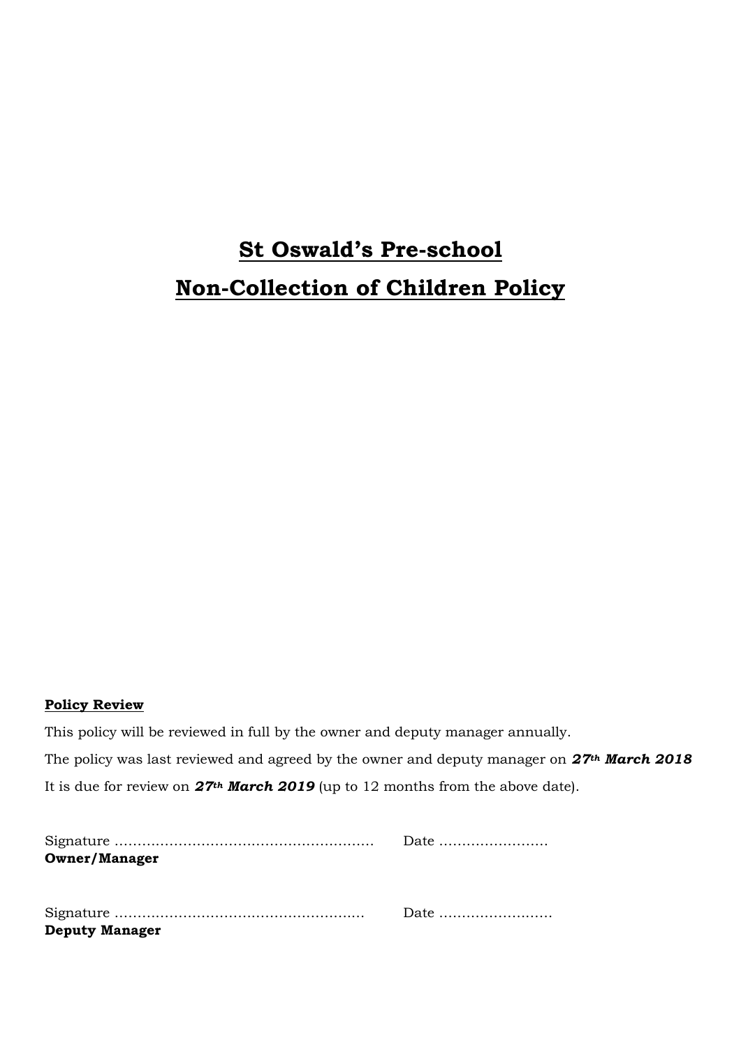# St Oswald's Pre-school

# Non-Collection of Children Policy

**Policy Review**

This policy will be reviewed in full by the owner and deputy manager annually.

The policy was last reviewed and agreed by the owner and deputy manager on ***27th March 2018***

It is due for review on ***27th March 2019*** (up to 12 months from the above date).

Signature ......................................................... Date ........................

**Owner/Manager**

Signature ...................................................... Date .........................

**Deputy Manager**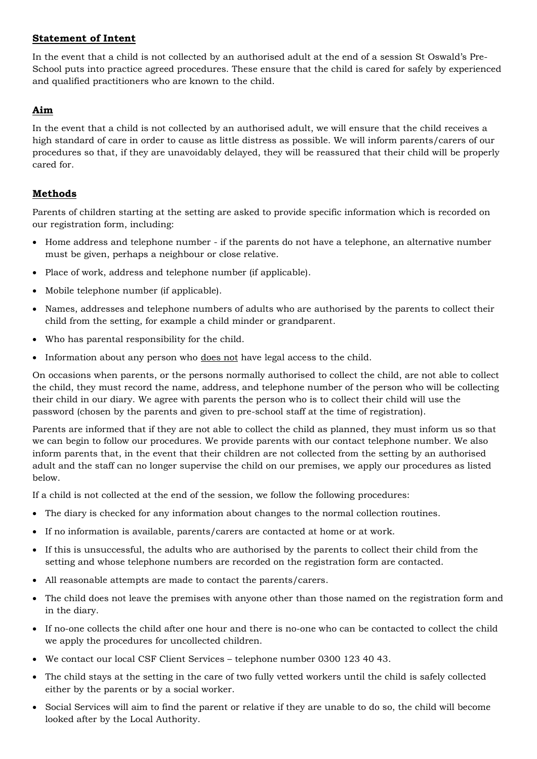## **Statement of Intent**

In the event that a child is not collected by an authorised adult at the end of a session St Oswald's Pre-School puts into practice agreed procedures. These ensure that the child is cared for safely by experienced and qualified practitioners who are known to the child.

## **Aim**

In the event that a child is not collected by an authorised adult, we will ensure that the child receives a high standard of care in order to cause as little distress as possible. We will inform parents/carers of our procedures so that, if they are unavoidably delayed, they will be reassured that their child will be properly cared for.

## **Methods**

Parents of children starting at the setting are asked to provide specific information which is recorded on our registration form, including:

- Home address and telephone number - if the parents do not have a telephone, an alternative number must be given, perhaps a neighbour or close relative.
- Place of work, address and telephone number (if applicable).
- Mobile telephone number (if applicable).
- Names, addresses and telephone numbers of adults who are authorised by the parents to collect their child from the setting, for example a child minder or grandparent.
- Who has parental responsibility for the child.
- Information about any person who does not have legal access to the child.

On occasions when parents, or the persons normally authorised to collect the child, are not able to collect the child, they must record the name, address, and telephone number of the person who will be collecting their child in our diary. We agree with parents the person who is to collect their child will use the password (chosen by the parents and given to pre-school staff at the time of registration).

Parents are informed that if they are not able to collect the child as planned, they must inform us so that we can begin to follow our procedures. We provide parents with our contact telephone number. We also inform parents that, in the event that their children are not collected from the setting by an authorised adult and the staff can no longer supervise the child on our premises, we apply our procedures as listed below.

If a child is not collected at the end of the session, we follow the following procedures:

- The diary is checked for any information about changes to the normal collection routines.
- If no information is available, parents/carers are contacted at home or at work.
- If this is unsuccessful, the adults who are authorised by the parents to collect their child from the setting and whose telephone numbers are recorded on the registration form are contacted.
- All reasonable attempts are made to contact the parents/carers.
- The child does not leave the premises with anyone other than those named on the registration form and in the diary.
- If no-one collects the child after one hour and there is no-one who can be contacted to collect the child we apply the procedures for uncollected children.
- We contact our local CSF Client Services – telephone number 0300 123 40 43.
- The child stays at the setting in the care of two fully vetted workers until the child is safely collected either by the parents or by a social worker.
- Social Services will aim to find the parent or relative if they are unable to do so, the child will become looked after by the Local Authority.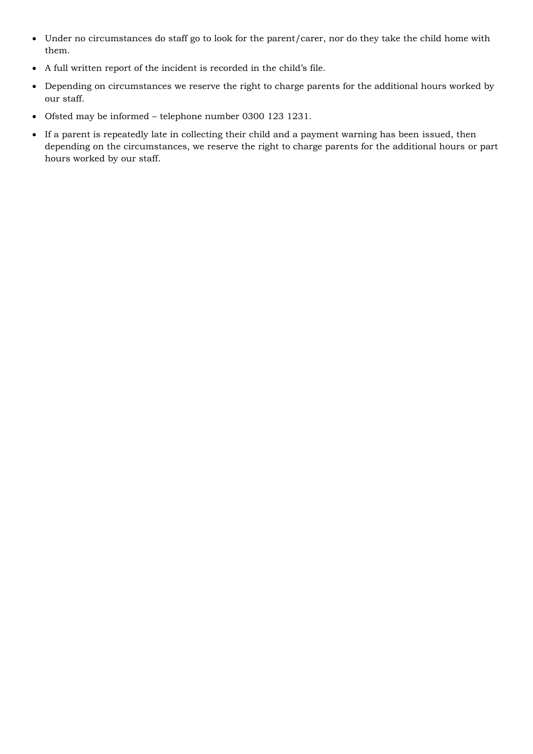- Under no circumstances do staff go to look for the parent/carer, nor do they take the child home with them.
- A full written report of the incident is recorded in the child's file.
- Depending on circumstances we reserve the right to charge parents for the additional hours worked by our staff.
- Ofsted may be informed – telephone number 0300 123 1231.
- If a parent is repeatedly late in collecting their child and a payment warning has been issued, then depending on the circumstances, we reserve the right to charge parents for the additional hours or part hours worked by our staff.